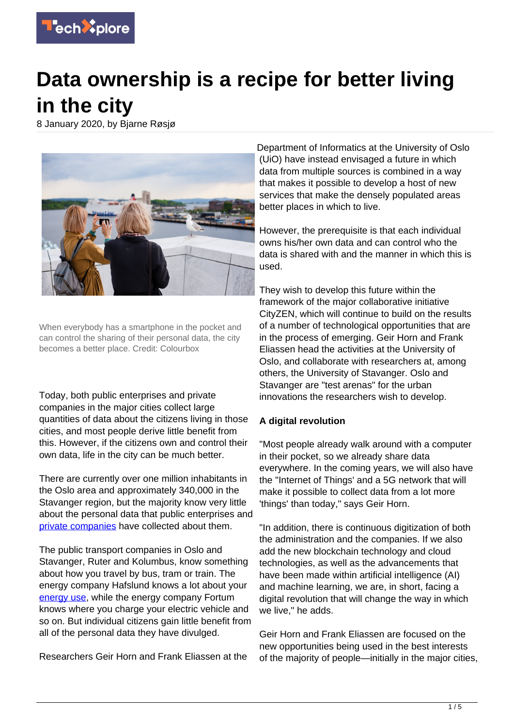# Data ownership is a recipe for better living in the city

8 January 2020, by Bjarne Røsjø

When everybody has a smartphone in the pocket and can control the sharing of their personal data, the city becomes a better place. Credit: Colourbox

Today, both public enterprises and private companies in the major cities collect large quantities of data about the citizens living in those cities, and most people derive little benefit from this. However, if the citizens own and control their own data, life in the city can be much better.

There are currently over one million inhabitants in the Oslo area and approximately 340,000 in the Stavanger region, but the majority know very little about the personal data that public enterprises and private companies have collected about them.

The public transport companies in Oslo and Stavanger, Ruter and Kolumbus, know something about how you travel by bus, tram or train. The energy company Hafslund knows a lot about your energy use, while the energy company Fortum knows where you charge your electric vehicle and so on. But individual citizens gain little benefit from all of the personal data they have divulged.

Researchers Geir Horn and Frank Eliassen at the Department of Informatics at the University of Oslo (UiO) have instead envisaged a future in which data from multiple sources is combined in a way that makes it possible to develop a host of new services that make the densely populated areas better places in which to live.

However, the prerequisite is that each individual owns his/her own data and can control who the data is shared with and the manner in which this is used.

They wish to develop this future within the framework of the major collaborative initiative CityZEN, which will continue to build on the results of a number of technological opportunities that are in the process of emerging. Geir Horn and Frank Eliassen head the activities at the University of Oslo, and collaborate with researchers at, among others, the University of Stavanger. Oslo and Stavanger are "test arenas" for the urban innovations the researchers wish to develop.

**A digital revolution**

"Most people already walk around with a computer in their pocket, so we already share data everywhere. In the coming years, we will also have the "Internet of Things" and a 5G network that will make it possible to collect data from a lot more 'things' than today," says Geir Horn.

"In addition, there is continuous digitization of both the administration and the companies. If we also add the new blockchain technology and cloud technologies, as well as the advancements that have been made within artificial intelligence (AI) and machine learning, we are, in short, facing a digital revolution that will change the way in which we live," he adds.

Geir Horn and Frank Eliassen are focused on the new opportunities being used in the best interests of the majority of people—initially in the major cities,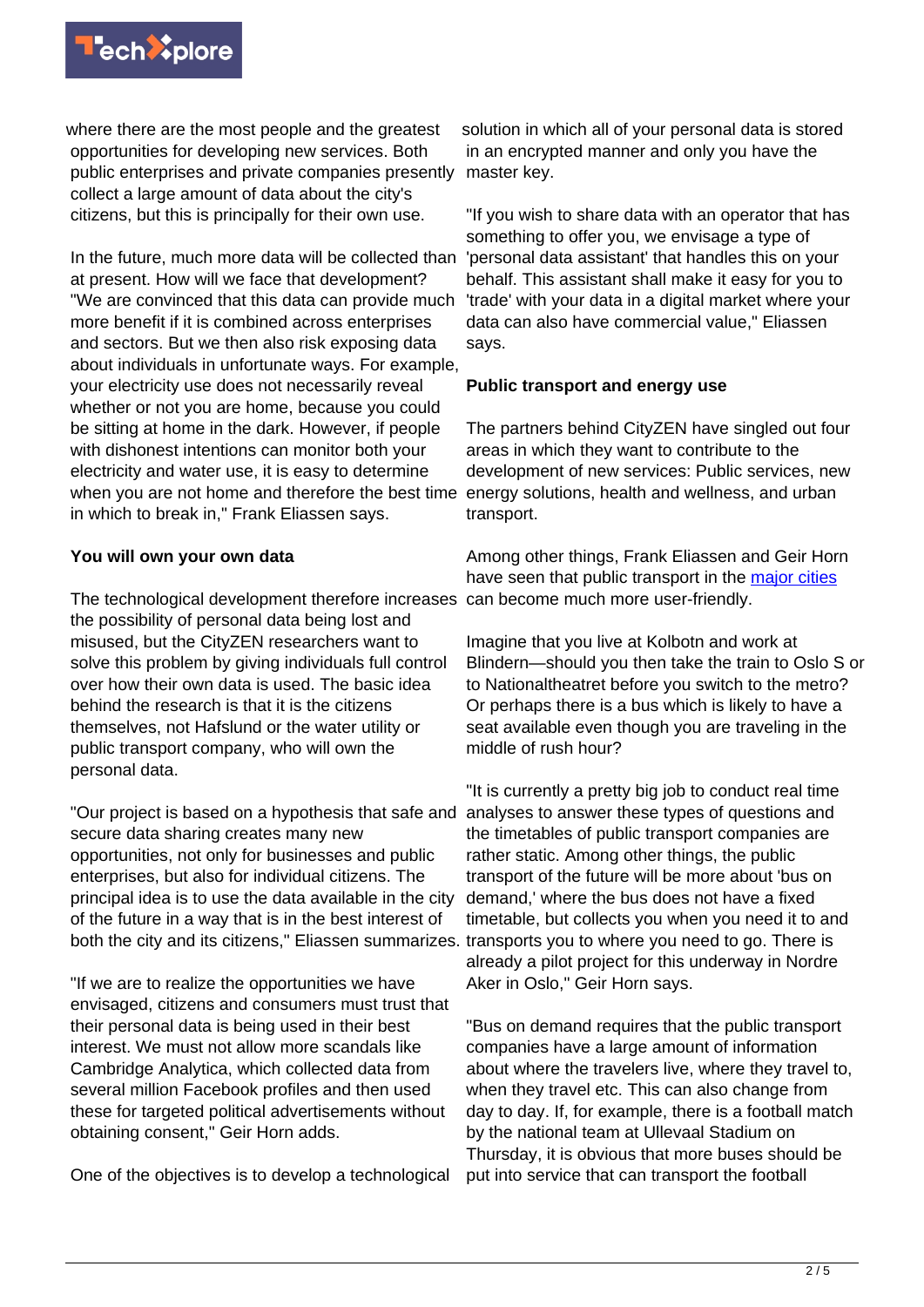where there are the most people and the greatest opportunities for developing new services. Both public enterprises and private companies presently collect a large amount of data about the city's citizens, but this is principally for their own use.

In the future, much more data will be collected than at present. How will we face that development? "We are convinced that this data can provide much more benefit if it is combined across enterprises and sectors. But we then also risk exposing data about individuals in unfortunate ways. For example, your electricity use does not necessarily reveal whether or not you are home, because you could be sitting at home in the dark. However, if people with dishonest intentions can monitor both your electricity and water use, it is easy to determine when you are not home and therefore the best time in which to break in," Frank Eliassen says.

**You will own your own data**

The technological development therefore increases the possibility of personal data being lost and misused, but the CityZEN researchers want to solve this problem by giving individuals full control over how their own data is used. The basic idea behind the research is that it is the citizens themselves, not Hafslund or the water utility or public transport company, who will own the personal data.

"Our project is based on a hypothesis that safe and secure data sharing creates many new opportunities, not only for businesses and public enterprises, but also for individual citizens. The principal idea is to use the data available in the city of the future in a way that is in the best interest of both the city and its citizens," Eliassen summarizes.

"If we are to realize the opportunities we have envisaged, citizens and consumers must trust that their personal data is being used in their best interest. We must not allow more scandals like Cambridge Analytica, which collected data from several million Facebook profiles and then used these for targeted political advertisements without obtaining consent," Geir Horn adds.

One of the objectives is to develop a technological solution in which all of your personal data is stored in an encrypted manner and only you have the master key.

"If you wish to share data with an operator that has something to offer you, we envisage a type of 'personal data assistant' that handles this on your behalf. This assistant shall make it easy for you to 'trade' with your data in a digital market where your data can also have commercial value," Eliassen says.

**Public transport and energy use**

The partners behind CityZEN have singled out four areas in which they want to contribute to the development of new services: Public services, new energy solutions, health and wellness, and urban transport.

Among other things, Frank Eliassen and Geir Horn have seen that public transport in the major cities can become much more user-friendly.

Imagine that you live at Kolbotn and work at Blindern—should you then take the train to Oslo S or to Nationaltheatret before you switch to the metro? Or perhaps there is a bus which is likely to have a seat available even though you are traveling in the middle of rush hour?

"It is currently a pretty big job to conduct real time analyses to answer these types of questions and the timetables of public transport companies are rather static. Among other things, the public transport of the future will be more about 'bus on demand,' where the bus does not have a fixed timetable, but collects you when you need it to and transports you to where you need to go. There is already a pilot project for this underway in Nordre Aker in Oslo," Geir Horn says.

"Bus on demand requires that the public transport companies have a large amount of information about where the travelers live, where they travel to, when they travel etc. This can also change from day to day. If, for example, there is a football match by the national team at Ullevaal Stadium on Thursday, it is obvious that more buses should be put into service that can transport the football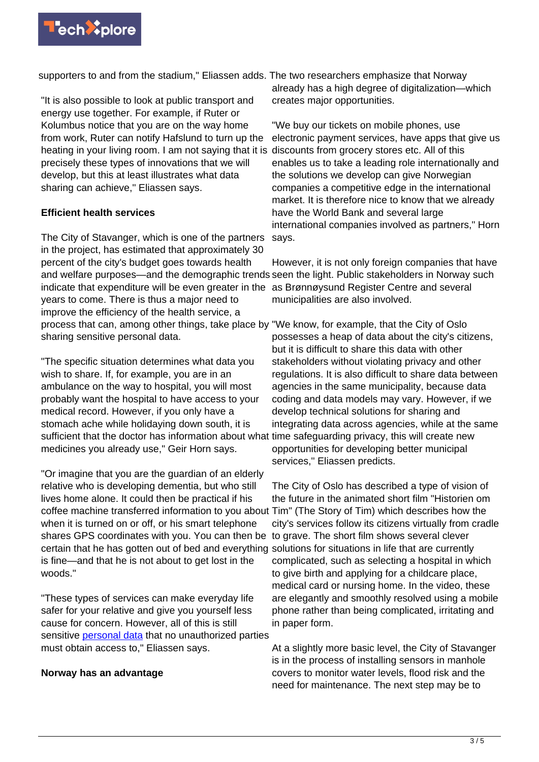supporters to and from the stadium," Eliassen adds.

"It is also possible to look at public transport and energy use together. For example, if Ruter or Kolumbus notice that you are on the way home from work, Ruter can notify Hafslund to turn up the heating in your living room. I am not saying that it is precisely these types of innovations that we will develop, but this at least illustrates what data sharing can achieve," Eliassen says.

**Efficient health services**

The City of Stavanger, which is one of the partners in the project, has estimated that approximately 30 percent of the city's budget goes towards health and welfare purposes—and the demographic trends indicate that expenditure will be even greater in the years to come. There is thus a major need to improve the efficiency of the health service, a process that can, among other things, take place by sharing sensitive personal data.

"The specific situation determines what data you wish to share. If, for example, you are in an ambulance on the way to hospital, you will most probably want the hospital to have access to your medical record. However, if you only have a stomach ache while holidaying down south, it is sufficient that the doctor has information about what medicines you already use," Geir Horn says.

"Or imagine that you are the guardian of an elderly relative who is developing dementia, but who still lives home alone. It could then be practical if his coffee machine transferred information to you about when it is turned on or off, or his smart telephone shares GPS coordinates with you. You can then be certain that he has gotten out of bed and everything is fine—and that he is not about to get lost in the woods."

"These types of services can make everyday life safer for your relative and give you yourself less cause for concern. However, all of this is still sensitive personal data that no unauthorized parties must obtain access to," Eliassen says.

**Norway has an advantage**

The two researchers emphasize that Norway already has a high degree of digitalization—which creates major opportunities.

"We buy our tickets on mobile phones, use electronic payment services, have apps that give us discounts from grocery stores etc. All of this enables us to take a leading role internationally and the solutions we develop can give Norwegian companies a competitive edge in the international market. It is therefore nice to know that we already have the World Bank and several large international companies involved as partners," Horn says.

However, it is not only foreign companies that have seen the light. Public stakeholders in Norway such as Brønnøysund Register Centre and several municipalities are also involved.

"We know, for example, that the City of Oslo possesses a heap of data about the city's citizens, but it is difficult to share this data with other stakeholders without violating privacy and other regulations. It is also difficult to share data between agencies in the same municipality, because data coding and data models may vary. However, if we develop technical solutions for sharing and integrating data across agencies, while at the same time safeguarding privacy, this will create new opportunities for developing better municipal services," Eliassen predicts.

The City of Oslo has described a type of vision of the future in the animated short film "Historien om Tim" (The Story of Tim) which describes how the city's services follow its citizens virtually from cradle to grave. The short film shows several clever solutions for situations in life that are currently complicated, such as selecting a hospital in which to give birth and applying for a childcare place, medical card or nursing home. In the video, these are elegantly and smoothly resolved using a mobile phone rather than being complicated, irritating and in paper form.

At a slightly more basic level, the City of Stavanger is in the process of installing sensors in manhole covers to monitor water levels, flood risk and the need for maintenance. The next step may be to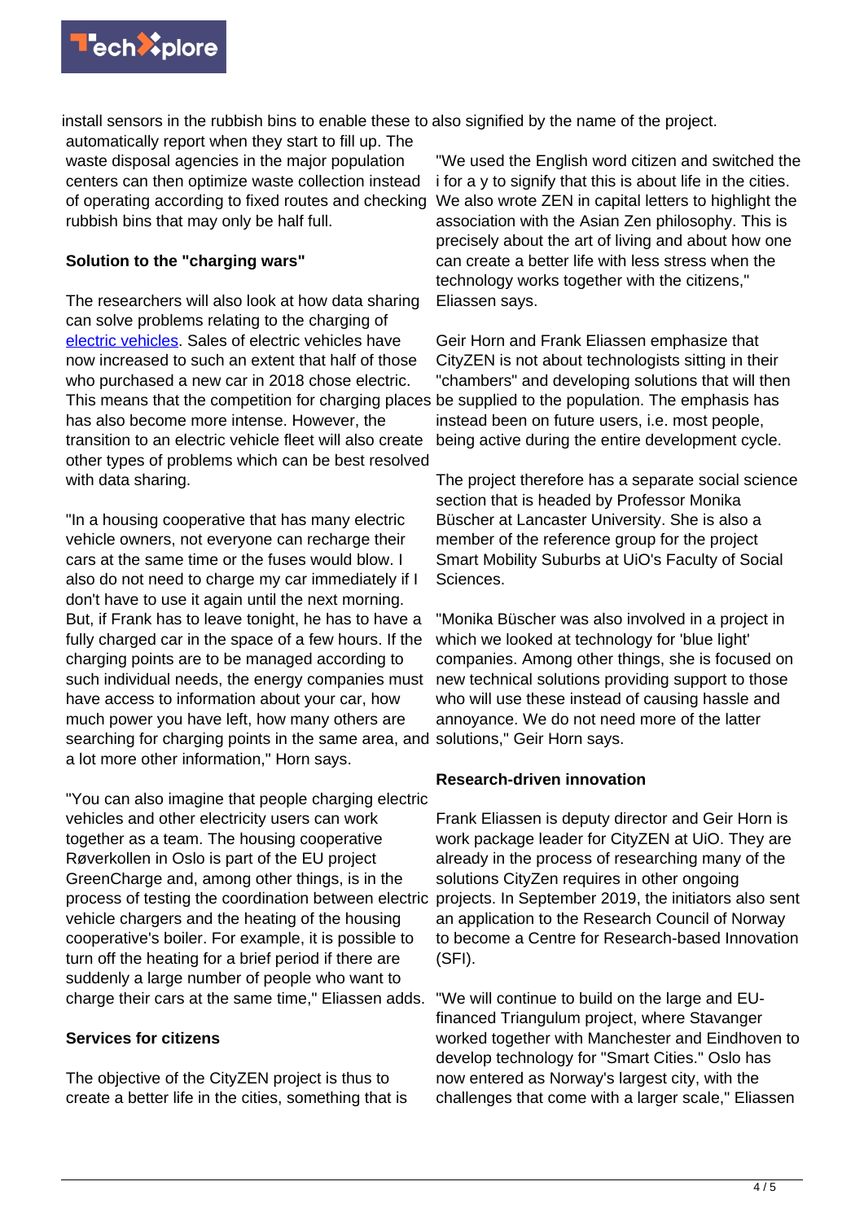install sensors in the rubbish bins to enable these to automatically report when they start to fill up. The waste disposal agencies in the major population centers can then optimize waste collection instead of operating according to fixed routes and checking rubbish bins that may only be half full.

**Solution to the "charging wars"**

The researchers will also look at how data sharing can solve problems relating to the charging of electric vehicles. Sales of electric vehicles have now increased to such an extent that half of those who purchased a new car in 2018 chose electric. This means that the competition for charging places has also become more intense. However, the transition to an electric vehicle fleet will also create other types of problems which can be best resolved with data sharing.

"In a housing cooperative that has many electric vehicle owners, not everyone can recharge their cars at the same time or the fuses would blow. I also do not need to charge my car immediately if I don't have to use it again until the next morning. But, if Frank has to leave tonight, he has to have a fully charged car in the space of a few hours. If the charging points are to be managed according to such individual needs, the energy companies must have access to information about your car, how much power you have left, how many others are searching for charging points in the same area, and a lot more other information," Horn says.

"You can also imagine that people charging electric vehicles and other electricity users can work together as a team. The housing cooperative Røverkollen in Oslo is part of the EU project GreenCharge and, among other things, is in the process of testing the coordination between electric vehicle chargers and the heating of the housing cooperative's boiler. For example, it is possible to turn off the heating for a brief period if there are suddenly a large number of people who want to charge their cars at the same time," Eliassen adds.

**Services for citizens**

The objective of the CityZEN project is thus to create a better life in the cities, something that is also signified by the name of the project.

"We used the English word citizen and switched the i for a y to signify that this is about life in the cities. We also wrote ZEN in capital letters to highlight the association with the Asian Zen philosophy. This is precisely about the art of living and about how one can create a better life with less stress when the technology works together with the citizens," Eliassen says.

Geir Horn and Frank Eliassen emphasize that CityZEN is not about technologists sitting in their "chambers" and developing solutions that will then be supplied to the population. The emphasis has instead been on future users, i.e. most people, being active during the entire development cycle.

The project therefore has a separate social science section that is headed by Professor Monika Büscher at Lancaster University. She is also a member of the reference group for the project Smart Mobility Suburbs at UiO's Faculty of Social Sciences.

"Monika Büscher was also involved in a project in which we looked at technology for 'blue light' companies. Among other things, she is focused on new technical solutions providing support to those who will use these instead of causing hassle and annoyance. We do not need more of the latter solutions," Geir Horn says.

**Research-driven innovation**

Frank Eliassen is deputy director and Geir Horn is work package leader for CityZEN at UiO. They are already in the process of researching many of the solutions CityZen requires in other ongoing projects. In September 2019, the initiators also sent an application to the Research Council of Norway to become a Centre for Research-based Innovation (SFI).

"We will continue to build on the large and EU-financed Triangulum project, where Stavanger worked together with Manchester and Eindhoven to develop technology for "Smart Cities." Oslo has now entered as Norway's largest city, with the challenges that come with a larger scale," Eliassen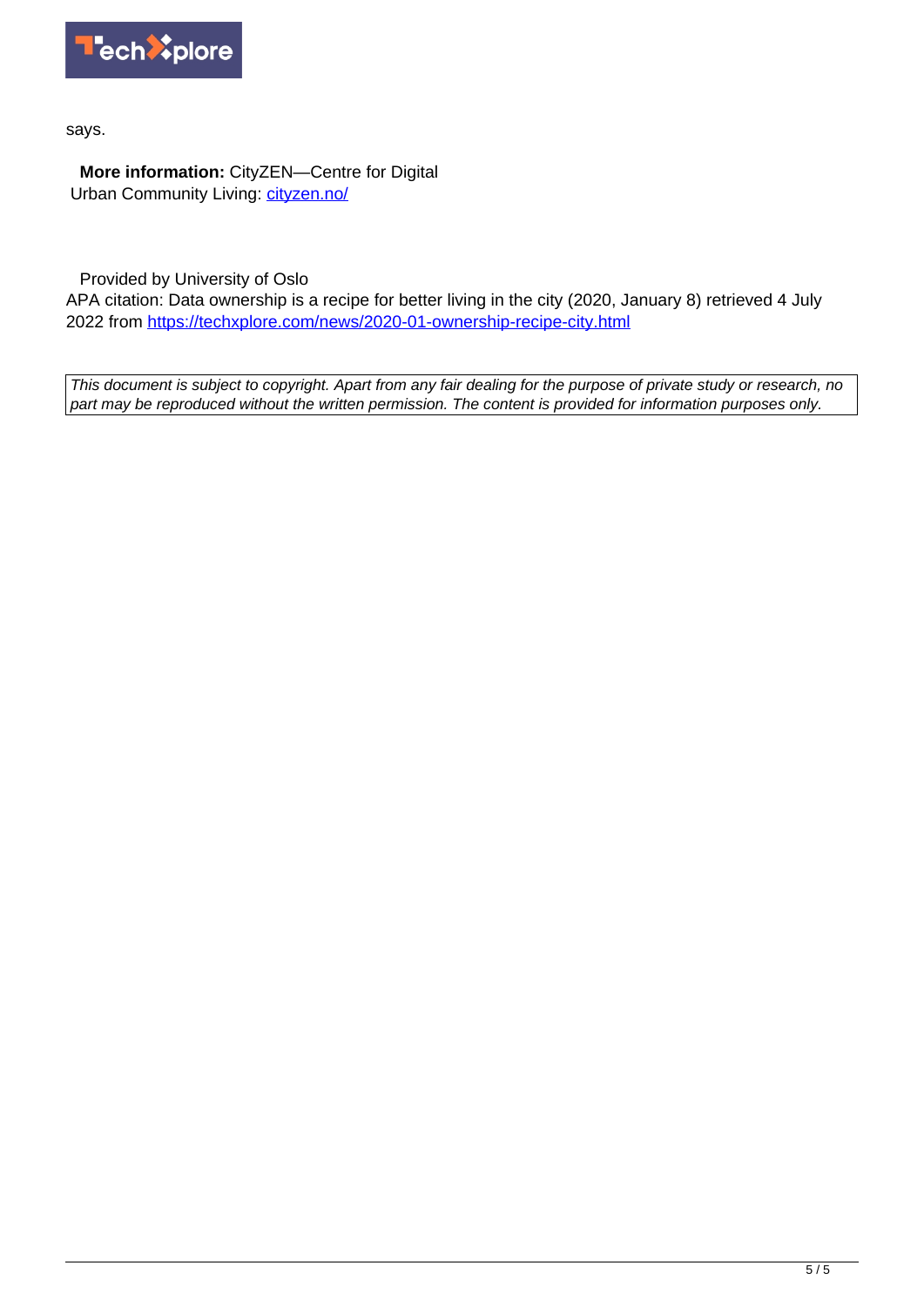says.

**More information:** CityZEN—Centre for Digital Urban Community Living: cityzen.no/

Provided by University of Oslo

APA citation: Data ownership is a recipe for better living in the city (2020, January 8) retrieved 4 July 2022 from https://techxplore.com/news/2020-01-ownership-recipe-city.html

*This document is subject to copyright. Apart from any fair dealing for the purpose of private study or research, no part may be reproduced without the written permission. The content is provided for information purposes only.*